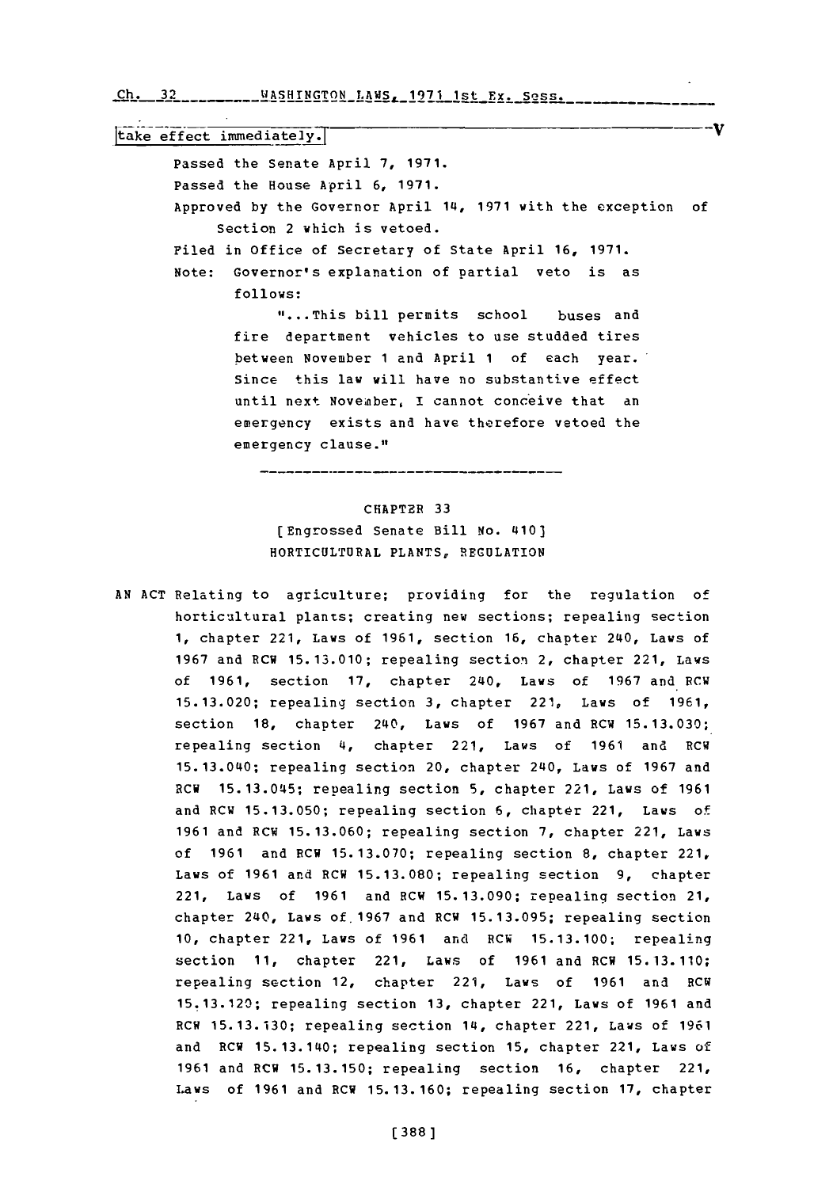take effect immediately.

Passed the Senate April 7, 1971.

Passed the House April 6, 1971.

Approved by the Governor April 14, 1971 with the exception of Section 2 which is vetoed.

Filed in Office of Secretary of State April 16, 1971.

Note: Governor's explanation of partial veto is as follows:

"...This bill permits school buses and fire department vehicles to use studded tires between November 1 and April 1 of each year. Since this law will have no substantive effect until next November, I cannot conceive that an emergency exists and have therefore vetoed the emergency clause."

---

## CHAPTER 33

[Engrossed Senate Bill No. 410]

HORTICULTURAL PLANTS, REGULATION

AN ACT Relating to agriculture; providing for the regulation of horticultural plants; creating new sections; repealing section 1, chapter 221, Laws of 1961, section 16, chapter 240, Laws of 1967 and RCW 15.13.010; repealing section 2, chapter 221, Laws of 1961, section 17, chapter 240, Laws of 1967 and RCW 15.13.020; repealing section 3, chapter 221, Laws of 1961, section 18, chapter 240, Laws of 1967 and RCW 15.13.030; repealing section 4, chapter 221, Laws of 1961 and RCW 15.13.040; repealing section 20, chapter 240, Laws of 1967 and RCW 15.13.045; repealing section 5, chapter 221, Laws of 1961 and RCW 15.13.050; repealing section 6, chapter 221, Laws of 1961 and RCW 15.13.060; repealing section 7, chapter 221, Laws of 1961 and RCW 15.13.070; repealing section 8, chapter 221, Laws of 1961 and RCW 15.13.080; repealing section 9, chapter 221, Laws of 1961 and RCW 15.13.090; repealing section 21, chapter 240, Laws of 1967 and RCW 15.13.095; repealing section 10, chapter 221, Laws of 1961 and RCW 15.13.100; repealing section 11, chapter 221, Laws of 1961 and RCW 15.13.110; repealing section 12, chapter 221, Laws of 1961 and RCW 15.13.120; repealing section 13, chapter 221, Laws of 1961 and RCW 15.13.130; repealing section 14, chapter 221, Laws of 1961 and RCW 15.13.140; repealing section 15, chapter 221, Laws of 1961 and RCW 15.13.150; repealing section 16, chapter 221, Laws of 1961 and RCW 15.13.160; repealing section 17, chapter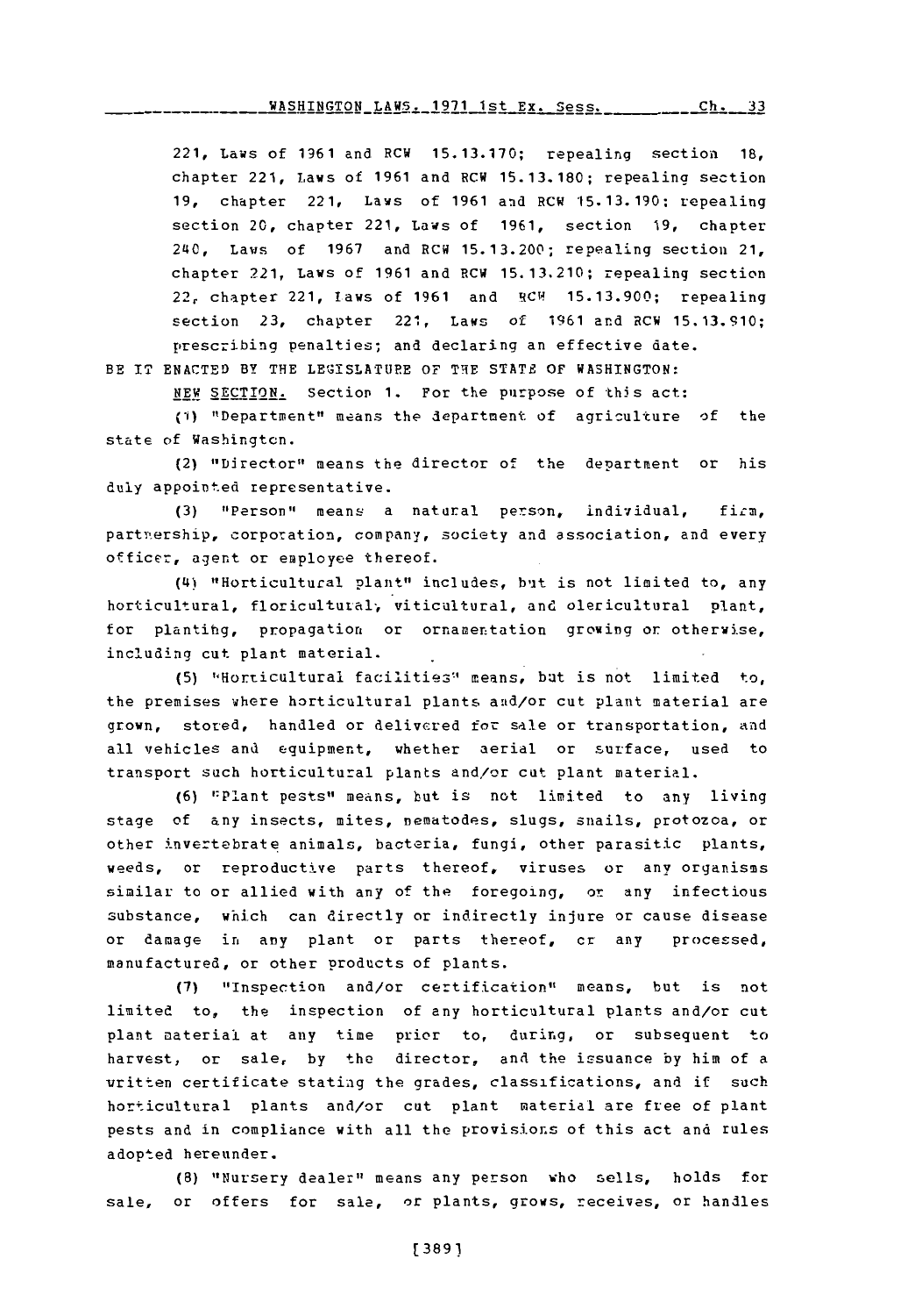221, Laws of 1961 and RCW 15.13.170; repealing section 18, chapter 221, Laws of 1961 and RCW 15.13.180; repealing section 19, chapter 221, Laws of 1961 and RCW 15.13.190; repealing section 20, chapter 221, Laws of 1961, section 19, chapter 240, Laws of 1967 and RCW 15.13.200; repealing section 21, chapter 221, Laws of 1961 and RCW 15.13.210; repealing section 22, chapter 221, Laws of 1961 and RCW 15.13.900; repealing section 23, chapter 221, Laws of 1961 and RCW 15.13.910; prescribing penalties; and declaring an effective date.

BE IT ENACTED BY THE LEGISLATURE OF THE STATE OF WASHINGTON:

NEW SECTION. Section 1. For the purpose of this act:

(1) "Department" means the department of agriculture of the state of Washington.

(2) "Director" means the director of the department or his duly appointed representative.

(3) "Person" means a natural person, individual, firm, partnership, corporation, company, society and association, and every officer, agent or employee thereof.

(4) "Horticultural plant" includes, but is not limited to, any horticultural, floricultural, viticultural, and olericultural plant, for planting, propagation or ornamentation growing or otherwise, including cut plant material.

(5) "Horticultural facilities" means, but is not limited to, the premises where horticultural plants and/or cut plant material are grown, stored, handled or delivered for sale or transportation, and all vehicles and equipment, whether aerial or surface, used to transport such horticultural plants and/or cut plant material.

(6) "Plant pests" means, but is not limited to any living stage of any insects, mites, nematodes, slugs, snails, protozoa, or other invertebrate animals, bacteria, fungi, other parasitic plants, weeds, or reproductive parts thereof, viruses or any organisms similar to or allied with any of the foregoing, or any infectious substance, which can directly or indirectly injure or cause disease or damage in any plant or parts thereof, or any processed, manufactured, or other products of plants.

(7) "Inspection and/or certification" means, but is not limited to, the inspection of any horticultural plants and/or cut plant material at any time prior to, during, or subsequent to harvest, or sale, by the director, and the issuance by him of a written certificate stating the grades, classifications, and if such horticultural plants and/or cut plant material are free of plant pests and in compliance with all the provisions of this act and rules adopted hereunder.

(8) "Nursery dealer" means any person who sells, holds for sale, or offers for sale, or plants, grows, receives, or handles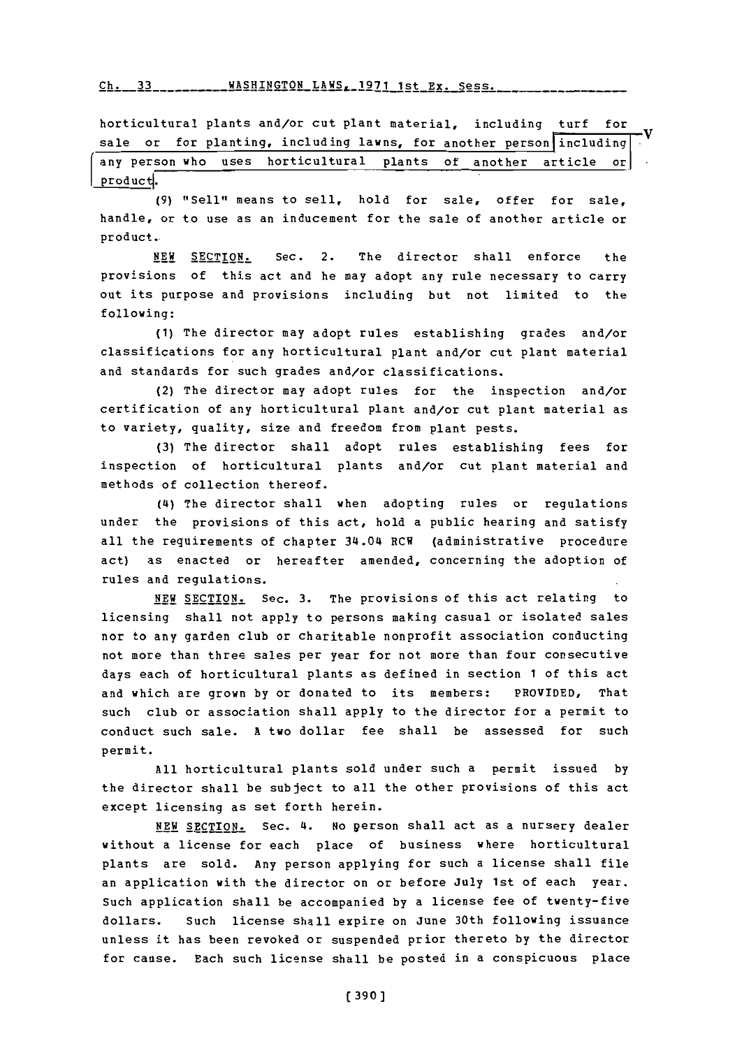horticultural plants and/or cut plant material, including turf for sale or for planting, including lawns, for another person including any person who uses horticultural plants of another article or product.

(9) "Sell" means to sell, hold for sale, offer for sale, handle, or to use as an inducement for the sale of another article or product.

NEW SECTION. Sec. 2. The director shall enforce the provisions of this act and he may adopt any rule necessary to carry out its purpose and provisions including but not limited to the following:

(1) The director may adopt rules establishing grades and/or classifications for any horticultural plant and/or cut plant material and standards for such grades and/or classifications.

(2) The director may adopt rules for the inspection and/or certification of any horticultural plant and/or cut plant material as to variety, quality, size and freedom from plant pests.

(3) The director shall adopt rules establishing fees for inspection of horticultural plants and/or cut plant material and methods of collection thereof.

(4) The director shall when adopting rules or regulations under the provisions of this act, hold a public hearing and satisfy all the requirements of chapter 34.04 RCW (administrative procedure act) as enacted or hereafter amended, concerning the adoption of rules and regulations.

NEW SECTION. Sec. 3. The provisions of this act relating to licensing shall not apply to persons making casual or isolated sales nor to any garden club or charitable nonprofit association conducting not more than three sales per year for not more than four consecutive days each of horticultural plants as defined in section 1 of this act and which are grown by or donated to its members: PROVIDED, That such club or association shall apply to the director for a permit to conduct such sale. A two dollar fee shall be assessed for such permit.

All horticultural plants sold under such a permit issued by the director shall be subject to all the other provisions of this act except licensing as set forth herein.

NEW SECTION. Sec. 4. No person shall act as a nursery dealer without a license for each place of business where horticultural plants are sold. Any person applying for such a license shall file an application with the director on or before July 1st of each year. Such application shall be accompanied by a license fee of twenty-five dollars. Such license shall expire on June 30th following issuance unless it has been revoked or suspended prior thereto by the director for cause. Each such license shall be posted in a conspicuous place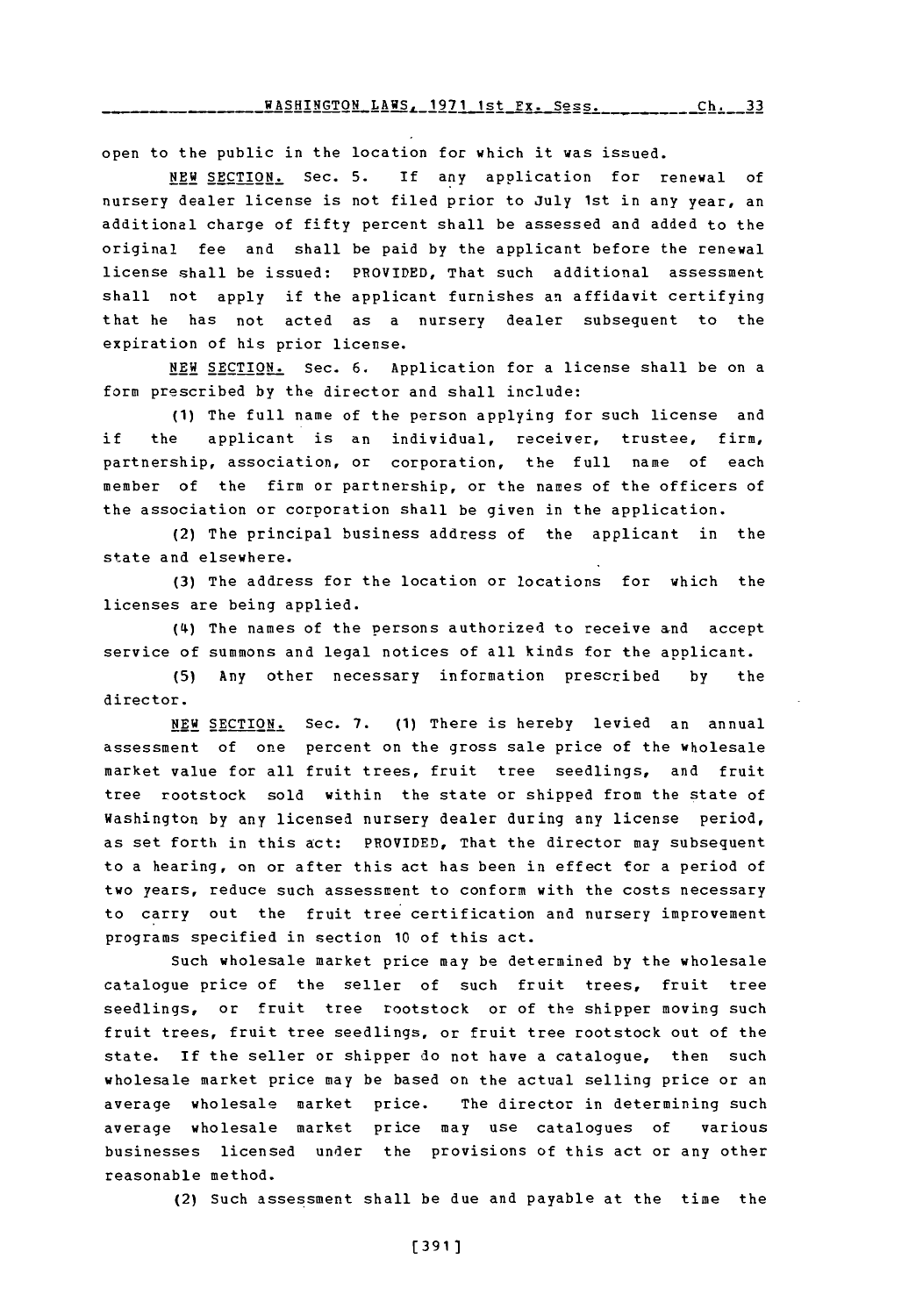open to the public in the location for which it was issued.

NEW SECTION. Sec. 5. If any application for renewal of nursery dealer license is not filed prior to July 1st in any year, an additional charge of fifty percent shall be assessed and added to the original fee and shall be paid by the applicant before the renewal license shall be issued: PROVIDED, That such additional assessment shall not apply if the applicant furnishes an affidavit certifying that he has not acted as a nursery dealer subsequent to the expiration of his prior license.

NEW SECTION. Sec. 6. Application for a license shall be on a form prescribed by the director and shall include:

(1) The full name of the person applying for such license and if the applicant is an individual, receiver, trustee, firm, partnership, association, or corporation, the full name of each member of the firm or partnership, or the names of the officers of the association or corporation shall be given in the application.

(2) The principal business address of the applicant in the state and elsewhere.

(3) The address for the location or locations for which the licenses are being applied.

(4) The names of the persons authorized to receive and accept service of summons and legal notices of all kinds for the applicant.

(5) Any other necessary information prescribed by the director.

NEW SECTION. Sec. 7. (1) There is hereby levied an annual assessment of one percent on the gross sale price of the wholesale market value for all fruit trees, fruit tree seedlings, and fruit tree rootstock sold within the state or shipped from the state of Washington by any licensed nursery dealer during any license period, as set forth in this act: PROVIDED, That the director may subsequent to a hearing, on or after this act has been in effect for a period of two years, reduce such assessment to conform with the costs necessary to carry out the fruit tree certification and nursery improvement programs specified in section 10 of this act.

Such wholesale market price may be determined by the wholesale catalogue price of the seller of such fruit trees, fruit tree seedlings, or fruit tree rootstock or of the shipper moving such fruit trees, fruit tree seedlings, or fruit tree rootstock out of the state. If the seller or shipper do not have a catalogue, then such wholesale market price may be based on the actual selling price or an average wholesale market price. The director in determining such average wholesale market price may use catalogues of various businesses licensed under the provisions of this act or any other reasonable method.

(2) Such assessment shall be due and payable at the time the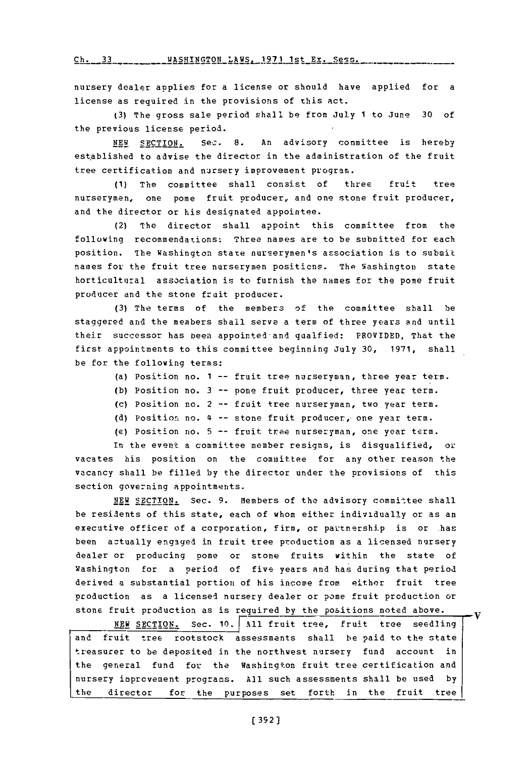nursery dealer applies for a license or should have applied for a license as required in the provisions of this act.

(3) The gross sale period shall be from July 1 to June 30 of the previous license period.

NEW SECTION. Sec. 8. An advisory committee is hereby established to advise the director in the administration of the fruit tree certification and nursery improvement program.

(1) The committee shall consist of three fruit tree nurserymen, one pome fruit producer, and one stone fruit producer, and the director or his designated appointee.

(2) The director shall appoint this committee from the following recommendations: Three names are to be submitted for each position. The Washington state nurserymen's association is to submit names for the fruit tree nurserymen positions. The Washington state horticultural association is to furnish the names for the pome fruit producer and the stone fruit producer.

(3) The terms of the members of the committee shall be staggered and the members shall serve a term of three years and until their successor has been appointed and qualfied: PROVIDED, That the first appointments to this committee beginning July 30, 1971, shall be for the following terms:

(a) Position no. 1 -- fruit tree nurseryman, three year term.

(b) Position no. 3 -- pome fruit producer, three year term.

(c) Position no. 2 -- fruit tree nurseryman, two year term.

(d) Position no. 4 -- stone fruit producer, one year term.

(e) Position no. 5 -- fruit tree nurseryman, one year term.

In the event a committee member resigns, is disqualified, or vacates his position on the committee for any other reason the vacancy shall be filled by the director under the provisions of this section governing appointments.

NEW SECTION. Sec. 9. Members of the advisory committee shall be residents of this state, each of whom either individually or as an executive officer of a corporation, firm, or partnership is or has been actually engaged in fruit tree production as a licensed nursery dealer or producing pome or stone fruits within the state of Washington for a period of five years and has during that period derived a substantial portion of his income from either fruit tree production as a licensed nursery dealer or pome fruit production or stone fruit production as is required by the positions noted above.

NEW SECTION. Sec. 10. All fruit tree, fruit tree seedling and fruit tree rootstock assessments shall be paid to the state treasurer to be deposited in the northwest nursery fund account in the general fund for the Washington fruit tree certification and nursery improvement programs. All such assessments shall be used by the director for the purposes set forth in the fruit tree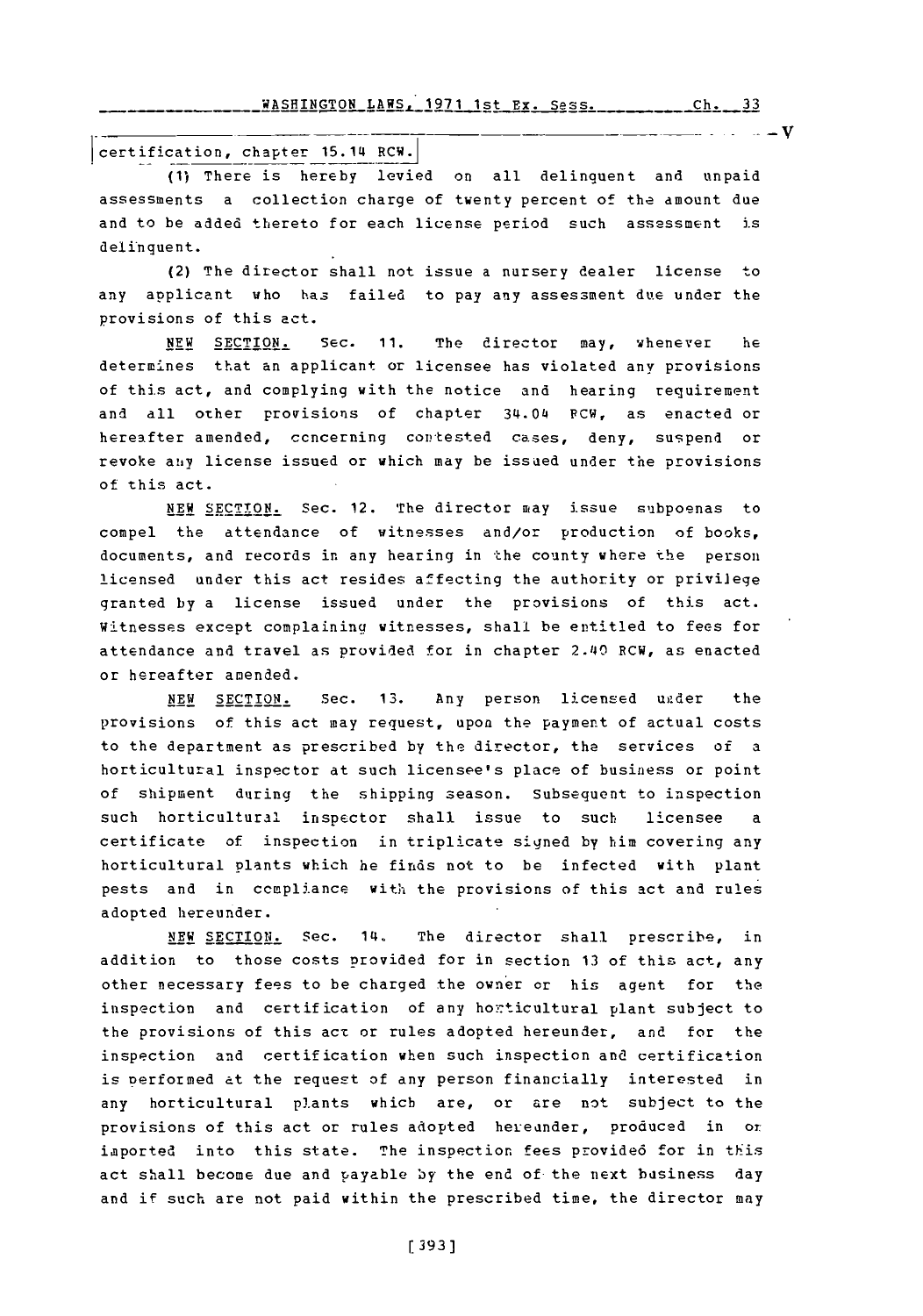certification, chapter 15.14 RCW.

(1) There is hereby levied on all delinquent and unpaid assessments a collection charge of twenty percent of the amount due and to be added thereto for each license period such assessment is delinquent.

(2) The director shall not issue a nursery dealer license to any applicant who has failed to pay any assessment due under the provisions of this act.

NEW SECTION. Sec. 11. The director may, whenever he determines that an applicant or licensee has violated any provisions of this act, and complying with the notice and hearing requirement and all other provisions of chapter 34.04 RCW, as enacted or hereafter amended, concerning contested cases, deny, suspend or revoke any license issued or which may be issued under the provisions of this act.

NEW SECTION. Sec. 12. The director may issue subpoenas to compel the attendance of witnesses and/or production of books, documents, and records in any hearing in the county where the person licensed under this act resides affecting the authority or privilege granted by a license issued under the provisions of this act. Witnesses except complaining witnesses, shall be entitled to fees for attendance and travel as provided for in chapter 2.40 RCW, as enacted or hereafter amended.

NEW SECTION. Sec. 13. Any person licensed under the provisions of this act may request, upon the payment of actual costs to the department as prescribed by the director, the services of a horticultural inspector at such licensee's place of business or point of shipment during the shipping season. Subsequent to inspection such horticultural inspector shall issue to such licensee a certificate of inspection in triplicate signed by him covering any horticultural plants which he finds not to be infected with plant pests and in compliance with the provisions of this act and rules adopted hereunder.

NEW SECTION. Sec. 14. The director shall prescribe, in addition to those costs provided for in section 13 of this act, any other necessary fees to be charged the owner or his agent for the inspection and certification of any horticultural plant subject to the provisions of this act or rules adopted hereunder, and for the inspection and certification when such inspection and certification is performed at the request of any person financially interested in any horticultural plants which are, or are not subject to the provisions of this act or rules adopted hereunder, produced in or imported into this state. The inspection fees provided for in this act shall become due and payable by the end of the next business day and if such are not paid within the prescribed time, the director may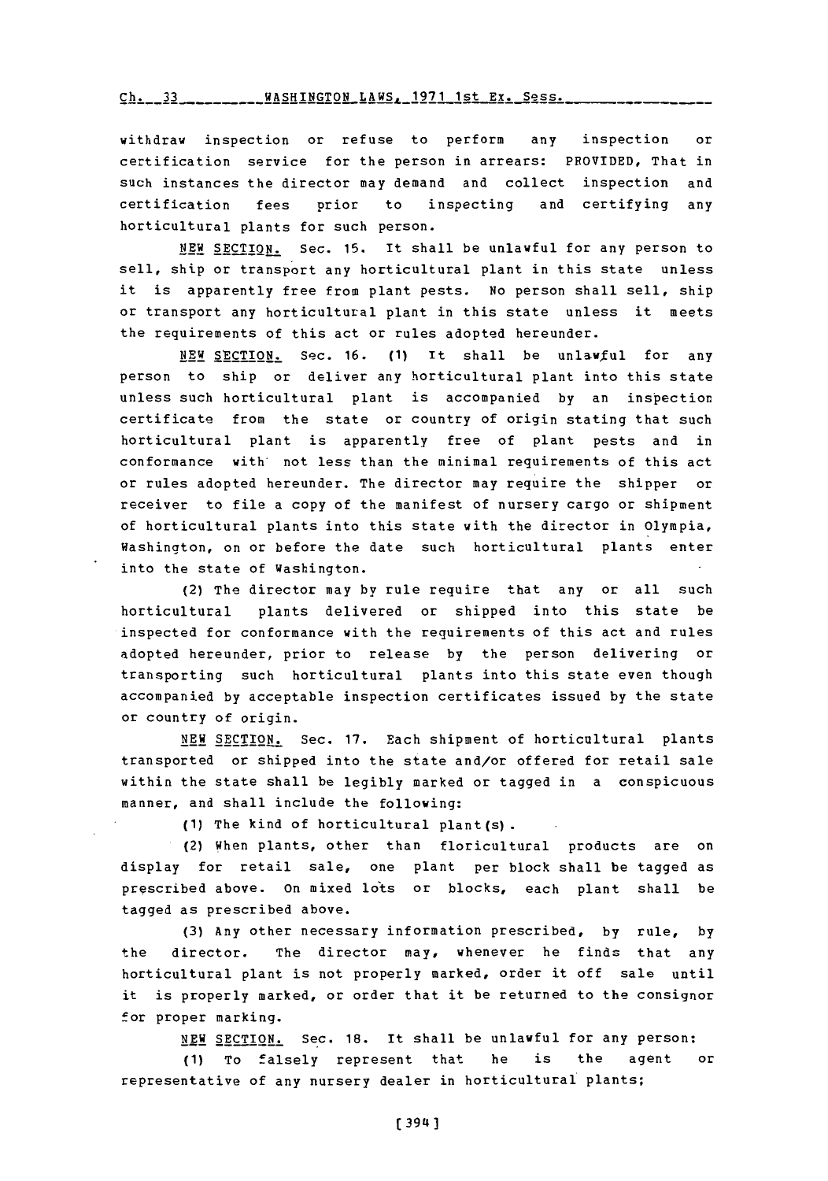withdraw inspection or refuse to perform any inspection or certification service for the person in arrears: PROVIDED, That in such instances the director may demand and collect inspection and certification fees prior to inspecting and certifying any horticultural plants for such person.

NEW SECTION. Sec. 15. It shall be unlawful for any person to sell, ship or transport any horticultural plant in this state unless it is apparently free from plant pests. No person shall sell, ship or transport any horticultural plant in this state unless it meets the requirements of this act or rules adopted hereunder.

NEW SECTION. Sec. 16. (1) It shall be unlawful for any person to ship or deliver any horticultural plant into this state unless such horticultural plant is accompanied by an inspection certificate from the state or country of origin stating that such horticultural plant is apparently free of plant pests and in conformance with not less than the minimal requirements of this act or rules adopted hereunder. The director may require the shipper or receiver to file a copy of the manifest of nursery cargo or shipment of horticultural plants into this state with the director in Olympia, Washington, on or before the date such horticultural plants enter into the state of Washington.

(2) The director may by rule require that any or all such horticultural plants delivered or shipped into this state be inspected for conformance with the requirements of this act and rules adopted hereunder, prior to release by the person delivering or transporting such horticultural plants into this state even though accompanied by acceptable inspection certificates issued by the state or country of origin.

NEW SECTION. Sec. 17. Each shipment of horticultural plants transported or shipped into the state and/or offered for retail sale within the state shall be legibly marked or tagged in a conspicuous manner, and shall include the following:

(1) The kind of horticultural plant(s).

(2) When plants, other than floricultural products are on display for retail sale, one plant per block shall be tagged as prescribed above. On mixed lots or blocks, each plant shall be tagged as prescribed above.

(3) Any other necessary information prescribed, by rule, by the director. The director may, whenever he finds that any horticultural plant is not properly marked, order it off sale until it is properly marked, or order that it be returned to the consignor for proper marking.

NEW SECTION. Sec. 18. It shall be unlawful for any person:

(1) To falsely represent that he is the agent or representative of any nursery dealer in horticultural plants;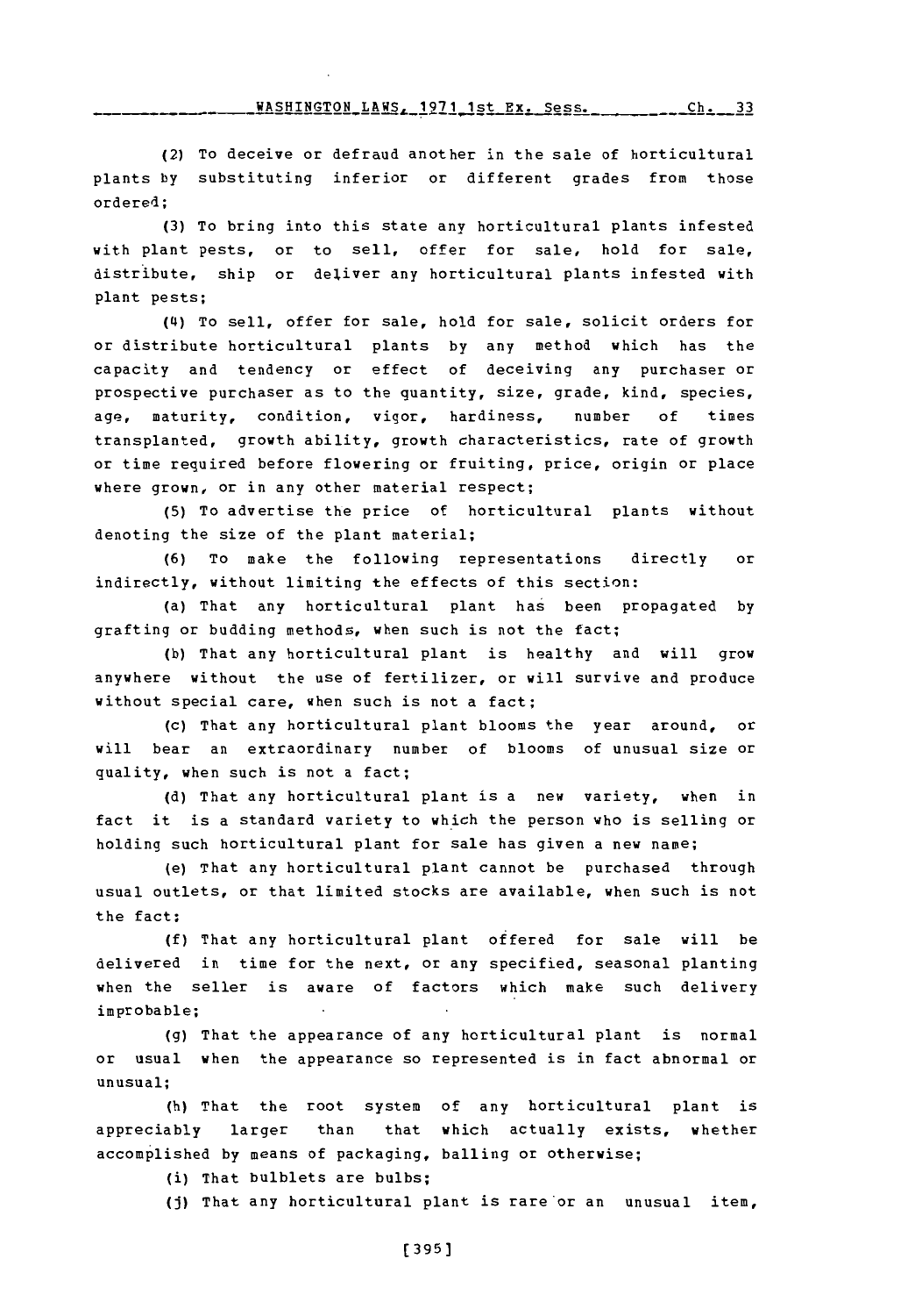(2) To deceive or defraud another in the sale of horticultural plants by substituting inferior or different grades from those ordered;

(3) To bring into this state any horticultural plants infested with plant pests, or to sell, offer for sale, hold for sale, distribute, ship or deliver any horticultural plants infested with plant pests;

(4) To sell, offer for sale, hold for sale, solicit orders for or distribute horticultural plants by any method which has the capacity and tendency or effect of deceiving any purchaser or prospective purchaser as to the quantity, size, grade, kind, species, age, maturity, condition, vigor, hardiness, number of times transplanted, growth ability, growth characteristics, rate of growth or time required before flowering or fruiting, price, origin or place where grown, or in any other material respect;

(5) To advertise the price of horticultural plants without denoting the size of the plant material;

(6) To make the following representations directly or indirectly, without limiting the effects of this section:

(a) That any horticultural plant has been propagated by grafting or budding methods, when such is not the fact;

(b) That any horticultural plant is healthy and will grow anywhere without the use of fertilizer, or will survive and produce without special care, when such is not a fact;

(c) That any horticultural plant blooms the year around, or will bear an extraordinary number of blooms of unusual size or quality, when such is not a fact;

(d) That any horticultural plant is a new variety, when in fact it is a standard variety to which the person who is selling or holding such horticultural plant for sale has given a new name;

(e) That any horticultural plant cannot be purchased through usual outlets, or that limited stocks are available, when such is not the fact;

(f) That any horticultural plant offered for sale will be delivered in time for the next, or any specified, seasonal planting when the seller is aware of factors which make such delivery improbable;

(g) That the appearance of any horticultural plant is normal or usual when the appearance so represented is in fact abnormal or unusual;

(h) That the root system of any horticultural plant is appreciably larger than that which actually exists, whether accomplished by means of packaging, balling or otherwise;

(i) That bulblets are bulbs;

(j) That any horticultural plant is rare or an unusual item,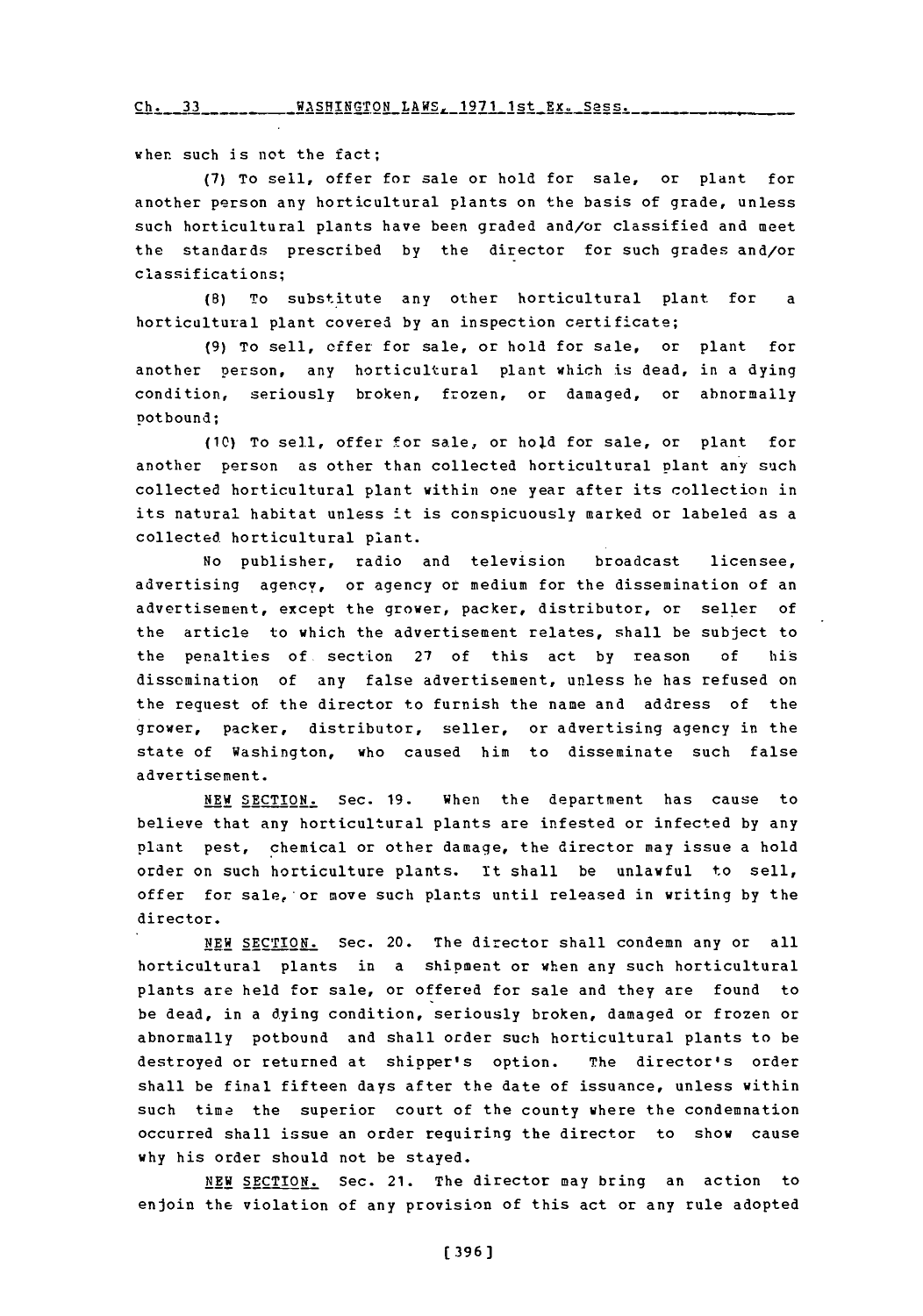when such is not the fact;

(7) To sell, offer for sale or hold for sale, or plant for another person any horticultural plants on the basis of grade, unless such horticultural plants have been graded and/or classified and meet the standards prescribed by the director for such grades and/or classifications;

(8) To substitute any other horticultural plant for a horticultural plant covered by an inspection certificate;

(9) To sell, offer for sale, or hold for sale, or plant for another person, any horticultural plant which is dead, in a dying condition, seriously broken, frozen, or damaged, or abnormally potbound;

(10) To sell, offer for sale, or hold for sale, or plant for another person as other than collected horticultural plant any such collected horticultural plant within one year after its collection in its natural habitat unless it is conspicuously marked or labeled as a collected horticultural plant.

No publisher, radio and television broadcast licensee, advertising agency, or agency or medium for the dissemination of an advertisement, except the grower, packer, distributor, or seller of the article to which the advertisement relates, shall be subject to the penalties of section 27 of this act by reason of his dissemination of any false advertisement, unless he has refused on the request of the director to furnish the name and address of the grower, packer, distributor, seller, or advertising agency in the state of Washington, who caused him to disseminate such false advertisement.

NEW SECTION. Sec. 19. When the department has cause to believe that any horticultural plants are infested or infected by any plant pest, chemical or other damage, the director may issue a hold order on such horticulture plants. It shall be unlawful to sell, offer for sale, or move such plants until released in writing by the director.

NEW SECTION. Sec. 20. The director shall condemn any or all horticultural plants in a shipment or when any such horticultural plants are held for sale, or offered for sale and they are found to be dead, in a dying condition, seriously broken, damaged or frozen or abnormally potbound and shall order such horticultural plants to be destroyed or returned at shipper's option. The director's order shall be final fifteen days after the date of issuance, unless within such time the superior court of the county where the condemnation occurred shall issue an order requiring the director to show cause why his order should not be stayed.

NEW SECTION. Sec. 21. The director may bring an action to enjoin the violation of any provision of this act or any rule adopted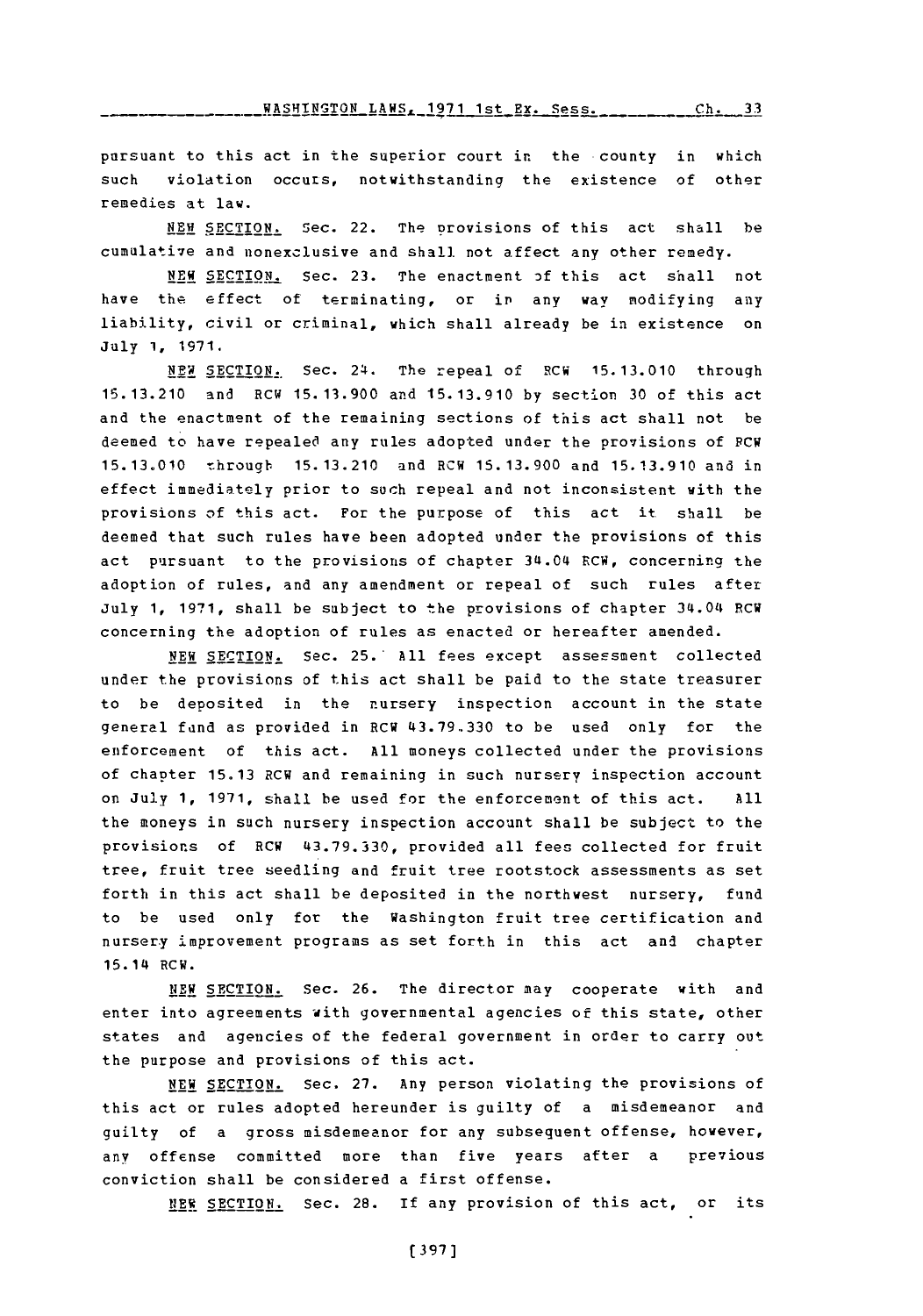pursuant to this act in the superior court in the county in which such violation occurs, notwithstanding the existence of other remedies at law.

NEW SECTION. Sec. 22. The provisions of this act shall be cumulative and nonexclusive and shall not affect any other remedy.

NEW SECTION. Sec. 23. The enactment of this act shall not have the effect of terminating, or in any way modifying any liability, civil or criminal, which shall already be in existence on July 1, 1971.

NEW SECTION. Sec. 24. The repeal of RCW 15.13.010 through 15.13.210 and RCW 15.13.900 and 15.13.910 by section 30 of this act and the enactment of the remaining sections of this act shall not be deemed to have repealed any rules adopted under the provisions of RCW 15.13.010 through 15.13.210 and RCW 15.13.900 and 15.13.910 and in effect immediately prior to such repeal and not inconsistent with the provisions of this act. For the purpose of this act it shall be deemed that such rules have been adopted under the provisions of this act pursuant to the provisions of chapter 34.04 RCW, concerning the adoption of rules, and any amendment or repeal of such rules after July 1, 1971, shall be subject to the provisions of chapter 34.04 RCW concerning the adoption of rules as enacted or hereafter amended.

NEW SECTION. Sec. 25. All fees except assessment collected under the provisions of this act shall be paid to the state treasurer to be deposited in the nursery inspection account in the state general fund as provided in RCW 43.79.330 to be used only for the enforcement of this act. All moneys collected under the provisions of chapter 15.13 RCW and remaining in such nursery inspection account on July 1, 1971, shall be used for the enforcement of this act. All the moneys in such nursery inspection account shall be subject to the provisions of RCW 43.79.330, provided all fees collected for fruit tree, fruit tree seedling and fruit tree rootstock assessments as set forth in this act shall be deposited in the northwest nursery, fund to be used only for the Washington fruit tree certification and nursery improvement programs as set forth in this act and chapter 15.14 RCW.

NEW SECTION. Sec. 26. The director may cooperate with and enter into agreements with governmental agencies of this state, other states and agencies of the federal government in order to carry out the purpose and provisions of this act.

NEW SECTION. Sec. 27. Any person violating the provisions of this act or rules adopted hereunder is guilty of a misdemeanor and guilty of a gross misdemeanor for any subsequent offense, however, any offense committed more than five years after a previous conviction shall be considered a first offense.

NEW SECTION. Sec. 28. If any provision of this act, or its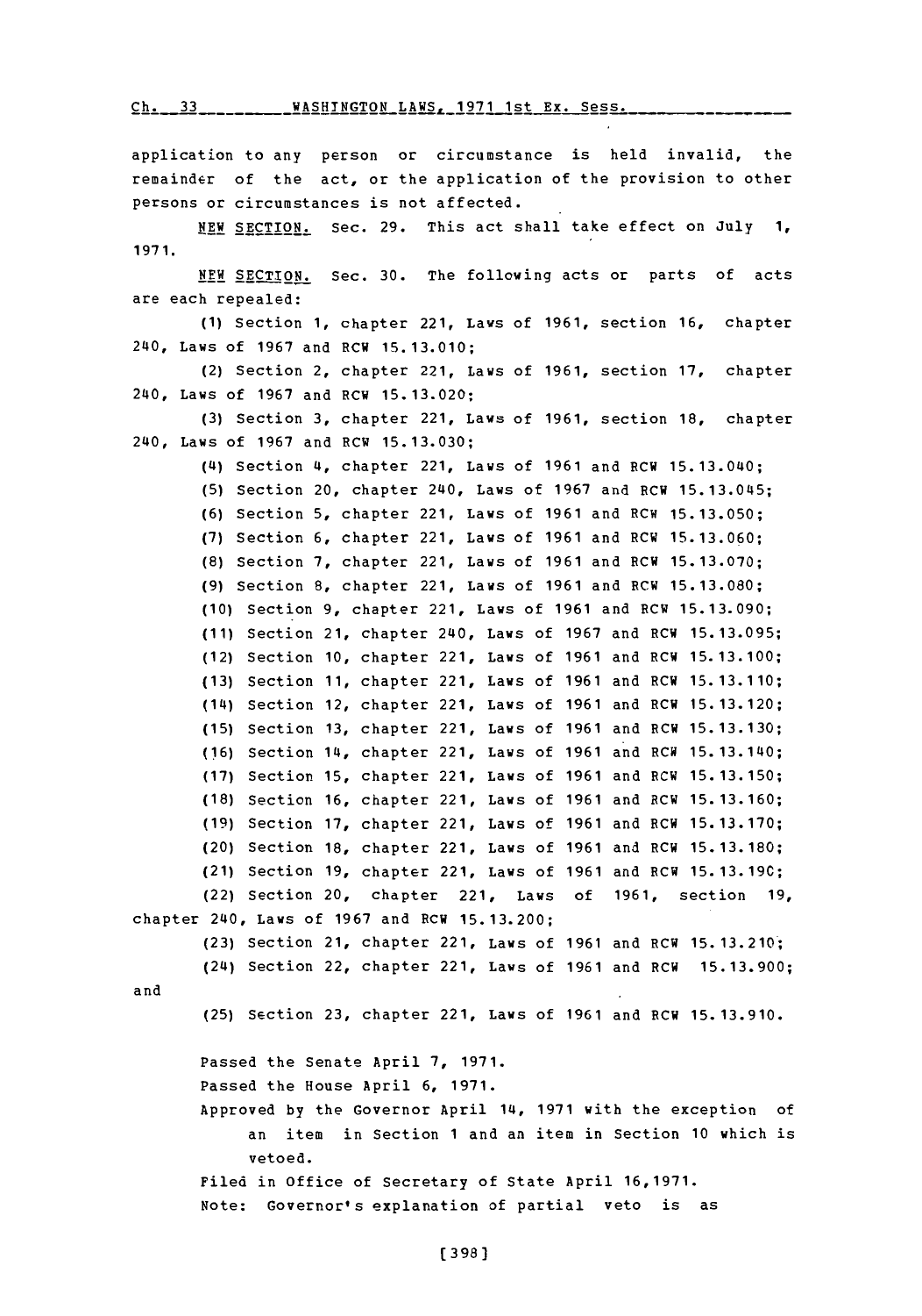application to any person or circumstance is held invalid, the remainder of the act, or the application of the provision to other persons or circumstances is not affected.

NEW SECTION. Sec. 29. This act shall take effect on July 1, 1971.

NEW SECTION. Sec. 30. The following acts or parts of acts are each repealed:

(1) Section 1, chapter 221, Laws of 1961, section 16, chapter 240, Laws of 1967 and RCW 15.13.010;

(2) Section 2, chapter 221, Laws of 1961, section 17, chapter 240, Laws of 1967 and RCW 15.13.020;

(3) Section 3, chapter 221, Laws of 1961, section 18, chapter 240, Laws of 1967 and RCW 15.13.030;

(4) Section 4, chapter 221, Laws of 1961 and RCW 15.13.040;

(5) Section 20, chapter 240, Laws of 1967 and RCW 15.13.045;

(6) Section 5, chapter 221, Laws of 1961 and RCW 15.13.050;

(7) Section 6, chapter 221, Laws of 1961 and RCW 15.13.060;

(8) Section 7, chapter 221, Laws of 1961 and RCW 15.13.070;

(9) Section 8, chapter 221, Laws of 1961 and RCW 15.13.080;

(10) Section 9, chapter 221, Laws of 1961 and RCW 15.13.090;

(11) Section 21, chapter 240, Laws of 1967 and RCW 15.13.095;

(12) Section 10, chapter 221, Laws of 1961 and RCW 15.13.100;

(13) Section 11, chapter 221, Laws of 1961 and RCW 15.13.110;

(14) Section 12, chapter 221, Laws of 1961 and RCW 15.13.120;

(15) Section 13, chapter 221, Laws of 1961 and RCW 15.13.130;

(16) Section 14, chapter 221, Laws of 1961 and RCW 15.13.140;

(17) Section 15, chapter 221, Laws of 1961 and RCW 15.13.150;

(18) Section 16, chapter 221, Laws of 1961 and RCW 15.13.160;

(19) Section 17, chapter 221, Laws of 1961 and RCW 15.13.170;

(20) Section 18, chapter 221, Laws of 1961 and RCW 15.13.180;

(21) Section 19, chapter 221, Laws of 1961 and RCW 15.13.190;

(22) Section 20, chapter 221, Laws of 1961, section 19, chapter 240, Laws of 1967 and RCW 15.13.200;

(23) Section 21, chapter 221, Laws of 1961 and RCW 15.13.210;

(24) Section 22, chapter 221, Laws of 1961 and RCW 15.13.900; and

(25) Section 23, chapter 221, Laws of 1961 and RCW 15.13.910.

Passed the Senate April 7, 1971.

Passed the House April 6, 1971.

Approved by the Governor April 14, 1971 with the exception of an item in Section 1 and an item in Section 10 which is vetoed.

Filed in Office of Secretary of State April 16,1971.

Note: Governor's explanation of partial veto is as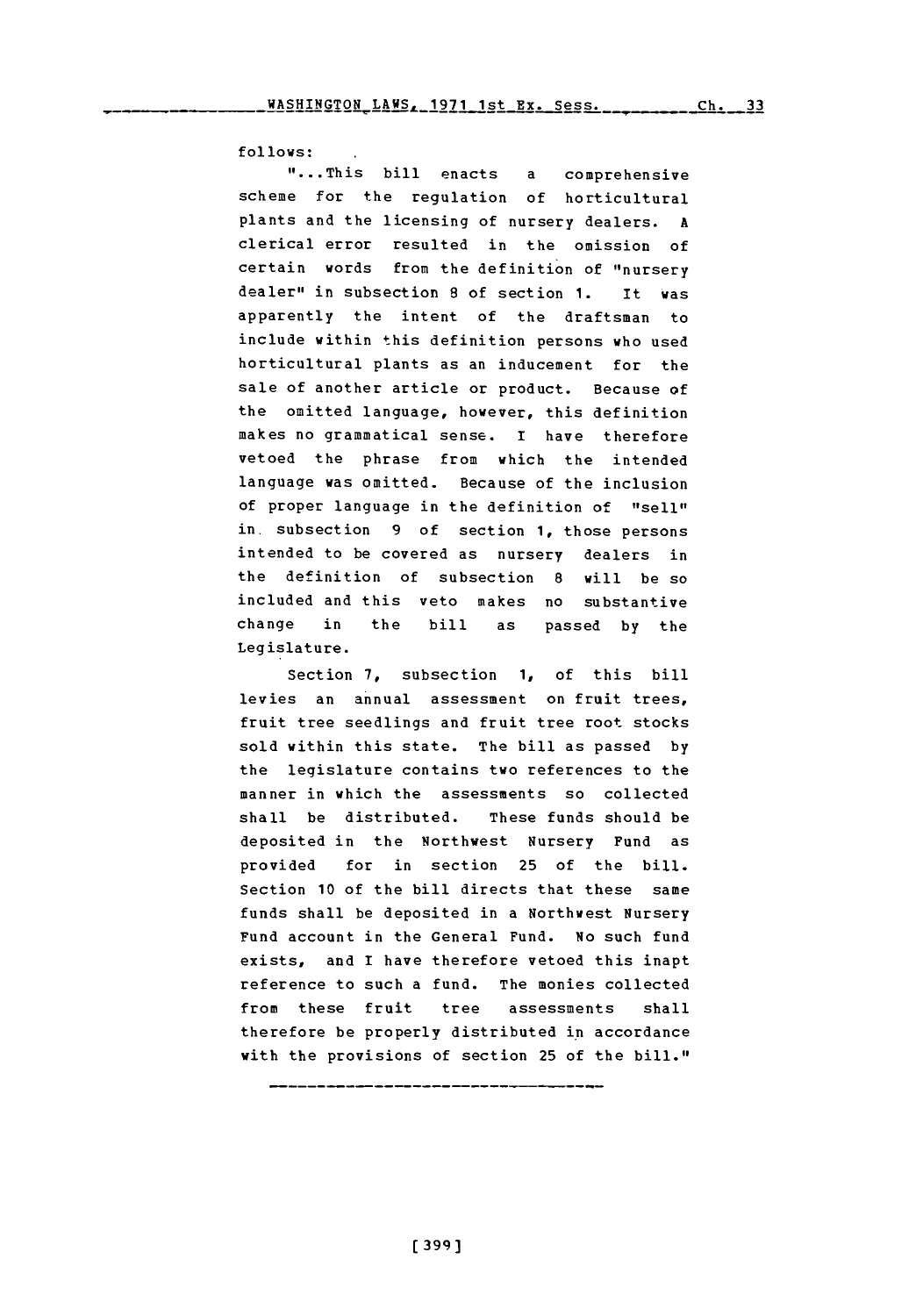follows:

"...This bill enacts a comprehensive scheme for the regulation of horticultural plants and the licensing of nursery dealers. A clerical error resulted in the omission of certain words from the definition of "nursery dealer" in subsection 8 of section 1. It was apparently the intent of the draftsman to include within this definition persons who used horticultural plants as an inducement for the sale of another article or product. Because of the omitted language, however, this definition makes no grammatical sense. I have therefore vetoed the phrase from which the intended language was omitted. Because of the inclusion of proper language in the definition of "sell" in subsection 9 of section 1, those persons intended to be covered as nursery dealers in the definition of subsection 8 will be so included and this veto makes no substantive change in the bill as passed by the Legislature.

Section 7, subsection 1, of this bill levies an annual assessment on fruit trees, fruit tree seedlings and fruit tree root stocks sold within this state. The bill as passed by the legislature contains two references to the manner in which the assessments so collected shall be distributed. These funds should be deposited in the Northwest Nursery Fund as provided for in section 25 of the bill. Section 10 of the bill directs that these same funds shall be deposited in a Northwest Nursery Fund account in the General Fund. No such fund exists, and I have therefore vetoed this inapt reference to such a fund. The monies collected from these fruit tree assessments shall therefore be properly distributed in accordance with the provisions of section 25 of the bill."

---